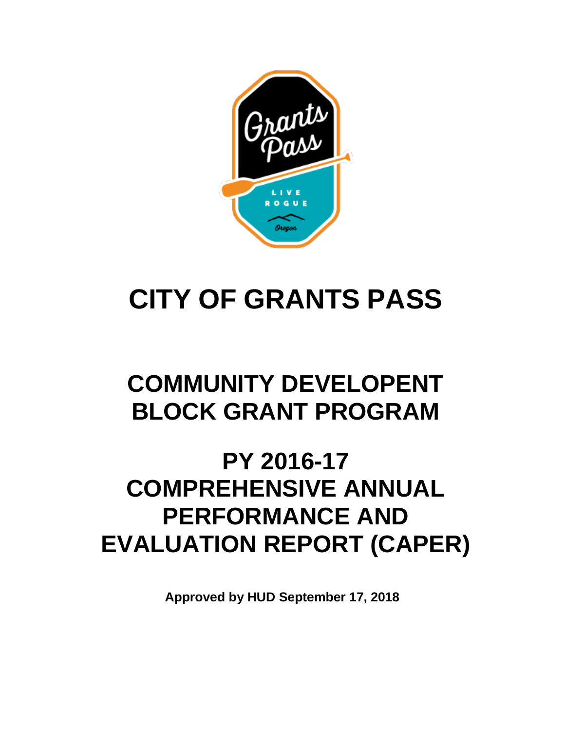# CITY OF GRANTS PASS

# COMMUNITY DEVELOPENT BLOCK GRANT PROGRAM

# PY 2016-17 COMPREHENSIVE ANNUAL PERFORMANCE AND EVALUATION REPORT (CAPER)

**Approved by HUD September 17, 2018**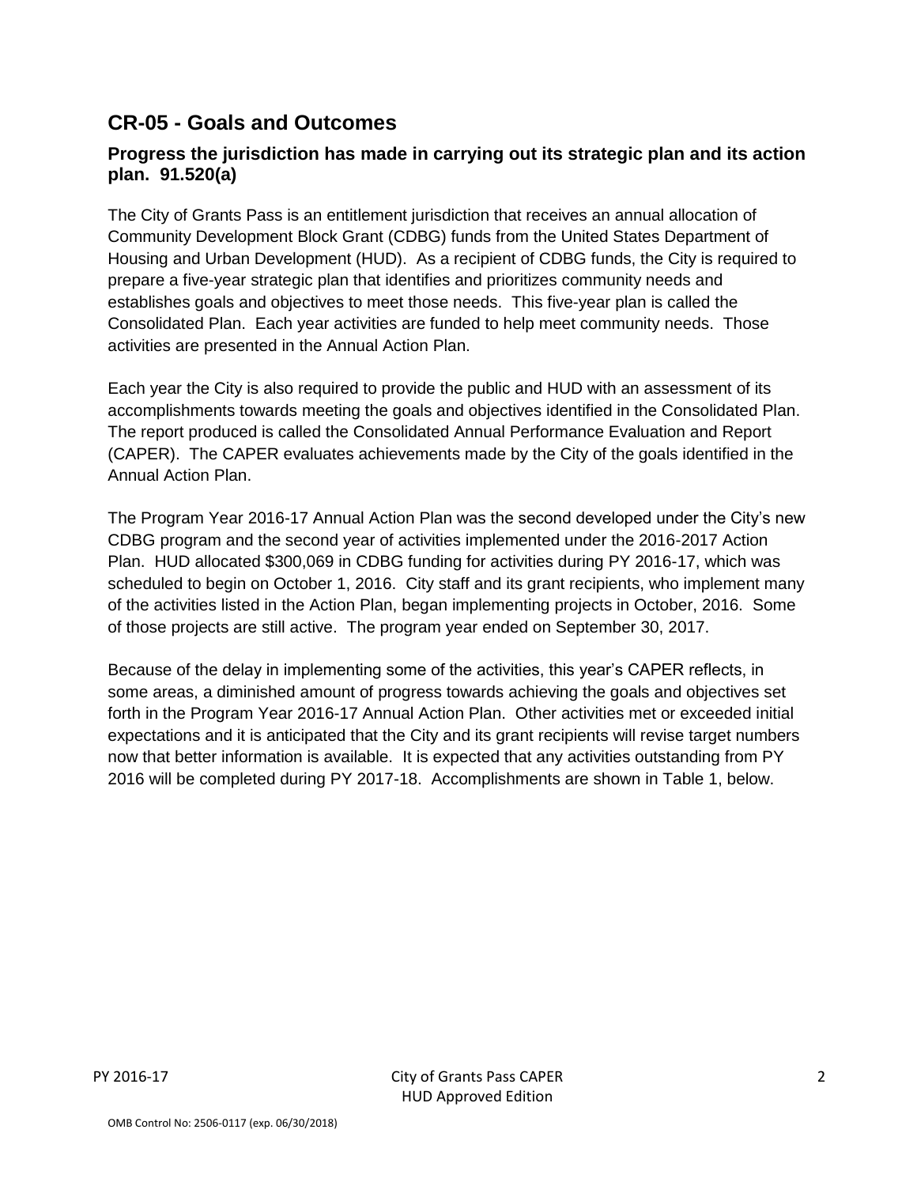## CR-05 - Goals and Outcomes

### Progress the jurisdiction has made in carrying out its strategic plan and its action plan. 91.520(a)

The City of Grants Pass is an entitlement jurisdiction that receives an annual allocation of Community Development Block Grant (CDBG) funds from the United States Department of Housing and Urban Development (HUD). As a recipient of CDBG funds, the City is required to prepare a five-year strategic plan that identifies and prioritizes community needs and establishes goals and objectives to meet those needs. This five-year plan is called the Consolidated Plan. Each year activities are funded to help meet community needs. Those activities are presented in the Annual Action Plan.

Each year the City is also required to provide the public and HUD with an assessment of its accomplishments towards meeting the goals and objectives identified in the Consolidated Plan. The report produced is called the Consolidated Annual Performance Evaluation and Report (CAPER). The CAPER evaluates achievements made by the City of the goals identified in the Annual Action Plan.

The Program Year 2016-17 Annual Action Plan was the second developed under the City's new CDBG program and the second year of activities implemented under the 2016-2017 Action Plan. HUD allocated $300,069 in CDBG funding for activities during PY 2016-17, which was scheduled to begin on October 1, 2016. City staff and its grant recipients, who implement many of the activities listed in the Action Plan, began implementing projects in October, 2016. Some of those projects are still active. The program year ended on September 30, 2017.

Because of the delay in implementing some of the activities, this year's CAPER reflects, in some areas, a diminished amount of progress towards achieving the goals and objectives set forth in the Program Year 2016-17 Annual Action Plan. Other activities met or exceeded initial expectations and it is anticipated that the City and its grant recipients will revise target numbers now that better information is available. It is expected that any activities outstanding from PY 2016 will be completed during PY 2017-18. Accomplishments are shown in Table 1, below.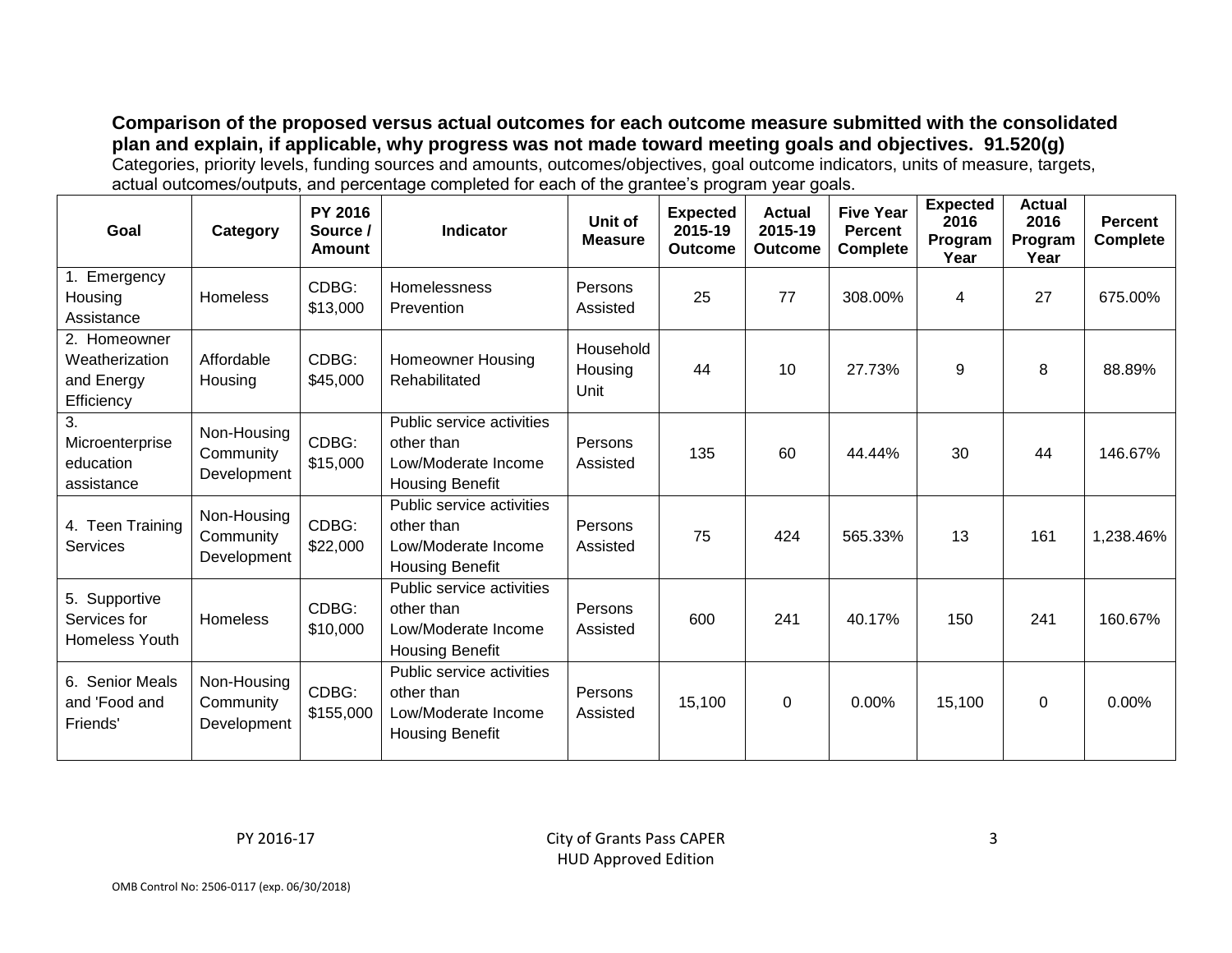**Comparison of the proposed versus actual outcomes for each outcome measure submitted with the consolidated plan and explain, if applicable, why progress was not made toward meeting goals and objectives. 91.520(g)**

Categories, priority levels, funding sources and amounts, outcomes/objectives, goal outcome indicators, units of measure, targets, actual outcomes/outputs, and percentage completed for each of the grantee's program year goals.

| Goal | Category | PY 2016 Source / Amount | Indicator | Unit of Measure | Expected 2015-19 Outcome | Actual 2015-19 Outcome | Five Year Percent Complete | Expected 2016 Program Year | Actual 2016 Program Year | Percent Complete |
|---|---|---|---|---|---|---|---|---|---|---|
| 1. Emergency Housing Assistance | Homeless | CDBG: $13,000 | Homelessness Prevention | Persons Assisted | 25 | 77 | 308.00% | 4 | 27 | 675.00% |
| 2. Homeowner Weatherization and Energy Efficiency | Affordable Housing | CDBG: $45,000 | Homeowner Housing Rehabilitated | Household Housing Unit | 44 | 10 | 27.73% | 9 | 8 | 88.89% |
| 3. Microenterprise education assistance | Non-Housing Community Development | CDBG: $15,000 | Public service activities other than Low/Moderate Income Housing Benefit | Persons Assisted | 135 | 60 | 44.44% | 30 | 44 | 146.67% |
| 4. Teen Training Services | Non-Housing Community Development | CDBG: $22,000 | Public service activities other than Low/Moderate Income Housing Benefit | Persons Assisted | 75 | 424 | 565.33% | 13 | 161 | 1,238.46% |
| 5. Supportive Services for Homeless Youth | Homeless | CDBG: $10,000 | Public service activities other than Low/Moderate Income Housing Benefit | Persons Assisted | 600 | 241 | 40.17% | 150 | 241 | 160.67% |
| 6. Senior Meals and 'Food and Friends' | Non-Housing Community Development | CDBG: $155,000 | Public service activities other than Low/Moderate Income Housing Benefit | Persons Assisted | 15,100 | 0 | 0.00% | 15,100 | 0 | 0.00% |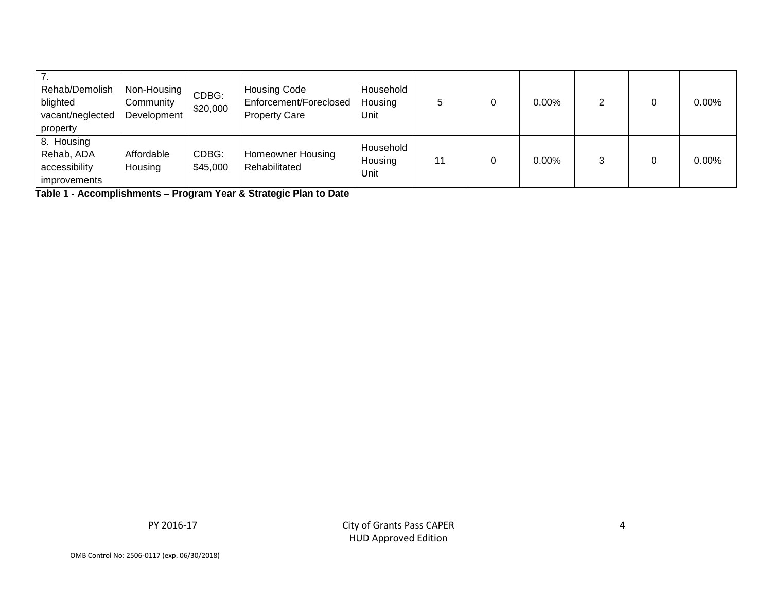| 7. Rehab/Demolish blighted vacant/neglected property | Non-Housing Community Development | CDBG: $20,000 | Housing Code Enforcement/Foreclosed Property Care | Household Housing Unit | 5 | 0 | 0.00% | 2 | 0 | 0.00% |
|---|---|---|---|---|---|---|---|---|---|---|
| 8. Housing Rehab, ADA accessibility improvements | Affordable Housing | CDBG: $45,000 | Homeowner Housing Rehabilitated | Household Housing Unit | 11 | 0 | 0.00% | 3 | 0 | 0.00% |

**Table 1 - Accomplishments – Program Year & Strategic Plan to Date**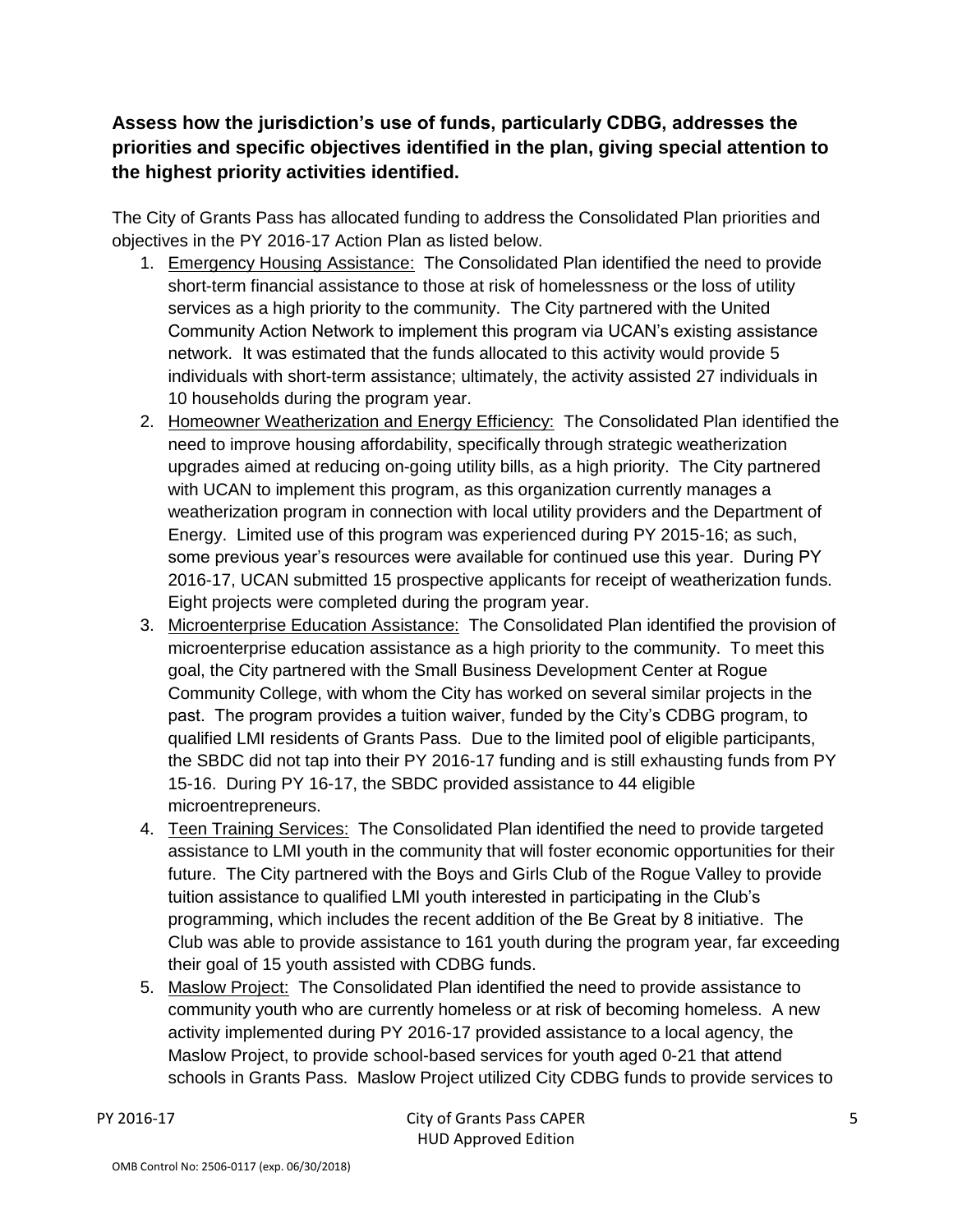**Assess how the jurisdiction's use of funds, particularly CDBG, addresses the priorities and specific objectives identified in the plan, giving special attention to the highest priority activities identified.**

The City of Grants Pass has allocated funding to address the Consolidated Plan priorities and objectives in the PY 2016-17 Action Plan as listed below.

1. Emergency Housing Assistance: The Consolidated Plan identified the need to provide short-term financial assistance to those at risk of homelessness or the loss of utility services as a high priority to the community. The City partnered with the United Community Action Network to implement this program via UCAN's existing assistance network. It was estimated that the funds allocated to this activity would provide 5 individuals with short-term assistance; ultimately, the activity assisted 27 individuals in 10 households during the program year.
2. Homeowner Weatherization and Energy Efficiency: The Consolidated Plan identified the need to improve housing affordability, specifically through strategic weatherization upgrades aimed at reducing on-going utility bills, as a high priority. The City partnered with UCAN to implement this program, as this organization currently manages a weatherization program in connection with local utility providers and the Department of Energy. Limited use of this program was experienced during PY 2015-16; as such, some previous year's resources were available for continued use this year. During PY 2016-17, UCAN submitted 15 prospective applicants for receipt of weatherization funds. Eight projects were completed during the program year.
3. Microenterprise Education Assistance: The Consolidated Plan identified the provision of microenterprise education assistance as a high priority to the community. To meet this goal, the City partnered with the Small Business Development Center at Rogue Community College, with whom the City has worked on several similar projects in the past. The program provides a tuition waiver, funded by the City's CDBG program, to qualified LMI residents of Grants Pass. Due to the limited pool of eligible participants, the SBDC did not tap into their PY 2016-17 funding and is still exhausting funds from PY 15-16. During PY 16-17, the SBDC provided assistance to 44 eligible microentrepreneurs.
4. Teen Training Services: The Consolidated Plan identified the need to provide targeted assistance to LMI youth in the community that will foster economic opportunities for their future. The City partnered with the Boys and Girls Club of the Rogue Valley to provide tuition assistance to qualified LMI youth interested in participating in the Club's programming, which includes the recent addition of the Be Great by 8 initiative. The Club was able to provide assistance to 161 youth during the program year, far exceeding their goal of 15 youth assisted with CDBG funds.
5. Maslow Project: The Consolidated Plan identified the need to provide assistance to community youth who are currently homeless or at risk of becoming homeless. A new activity implemented during PY 2016-17 provided assistance to a local agency, the Maslow Project, to provide school-based services for youth aged 0-21 that attend schools in Grants Pass. Maslow Project utilized City CDBG funds to provide services to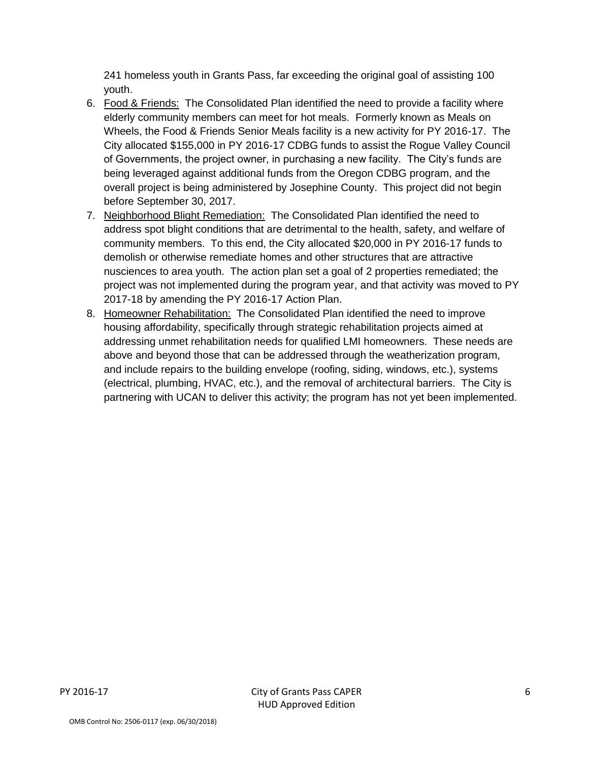241 homeless youth in Grants Pass, far exceeding the original goal of assisting 100 youth.

6. Food & Friends: The Consolidated Plan identified the need to provide a facility where elderly community members can meet for hot meals. Formerly known as Meals on Wheels, the Food & Friends Senior Meals facility is a new activity for PY 2016-17. The City allocated $155,000 in PY 2016-17 CDBG funds to assist the Rogue Valley Council of Governments, the project owner, in purchasing a new facility. The City's funds are being leveraged against additional funds from the Oregon CDBG program, and the overall project is being administered by Josephine County. This project did not begin before September 30, 2017.
7. Neighborhood Blight Remediation: The Consolidated Plan identified the need to address spot blight conditions that are detrimental to the health, safety, and welfare of community members. To this end, the City allocated $20,000 in PY 2016-17 funds to demolish or otherwise remediate homes and other structures that are attractive nusciences to area youth. The action plan set a goal of 2 properties remediated; the project was not implemented during the program year, and that activity was moved to PY 2017-18 by amending the PY 2016-17 Action Plan.
8. Homeowner Rehabilitation: The Consolidated Plan identified the need to improve housing affordability, specifically through strategic rehabilitation projects aimed at addressing unmet rehabilitation needs for qualified LMI homeowners. These needs are above and beyond those that can be addressed through the weatherization program, and include repairs to the building envelope (roofing, siding, windows, etc.), systems (electrical, plumbing, HVAC, etc.), and the removal of architectural barriers. The City is partnering with UCAN to deliver this activity; the program has not yet been implemented.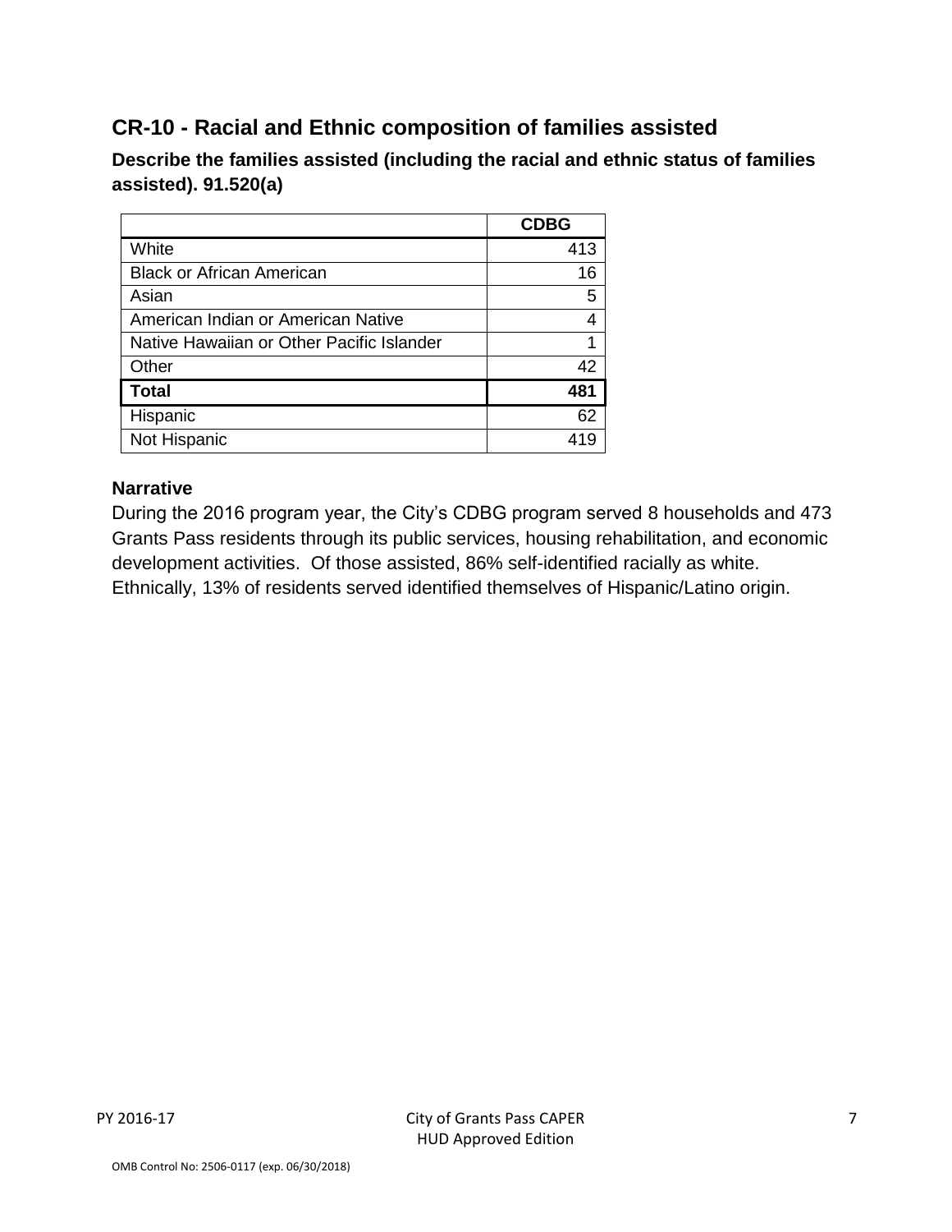## CR-10 - Racial and Ethnic composition of families assisted

**Describe the families assisted (including the racial and ethnic status of families assisted). 91.520(a)**

| | CDBG |
|---|---|
| White | 413 |
| Black or African American | 16 |
| Asian | 5 |
| American Indian or American Native | 4 |
| Native Hawaiian or Other Pacific Islander | 1 |
| Other | 42 |
| **Total** | **481** |
| Hispanic | 62 |
| Not Hispanic | 419 |

**Narrative**

During the 2016 program year, the City's CDBG program served 8 households and 473 Grants Pass residents through its public services, housing rehabilitation, and economic development activities. Of those assisted, 86% self-identified racially as white. Ethnically, 13% of residents served identified themselves of Hispanic/Latino origin.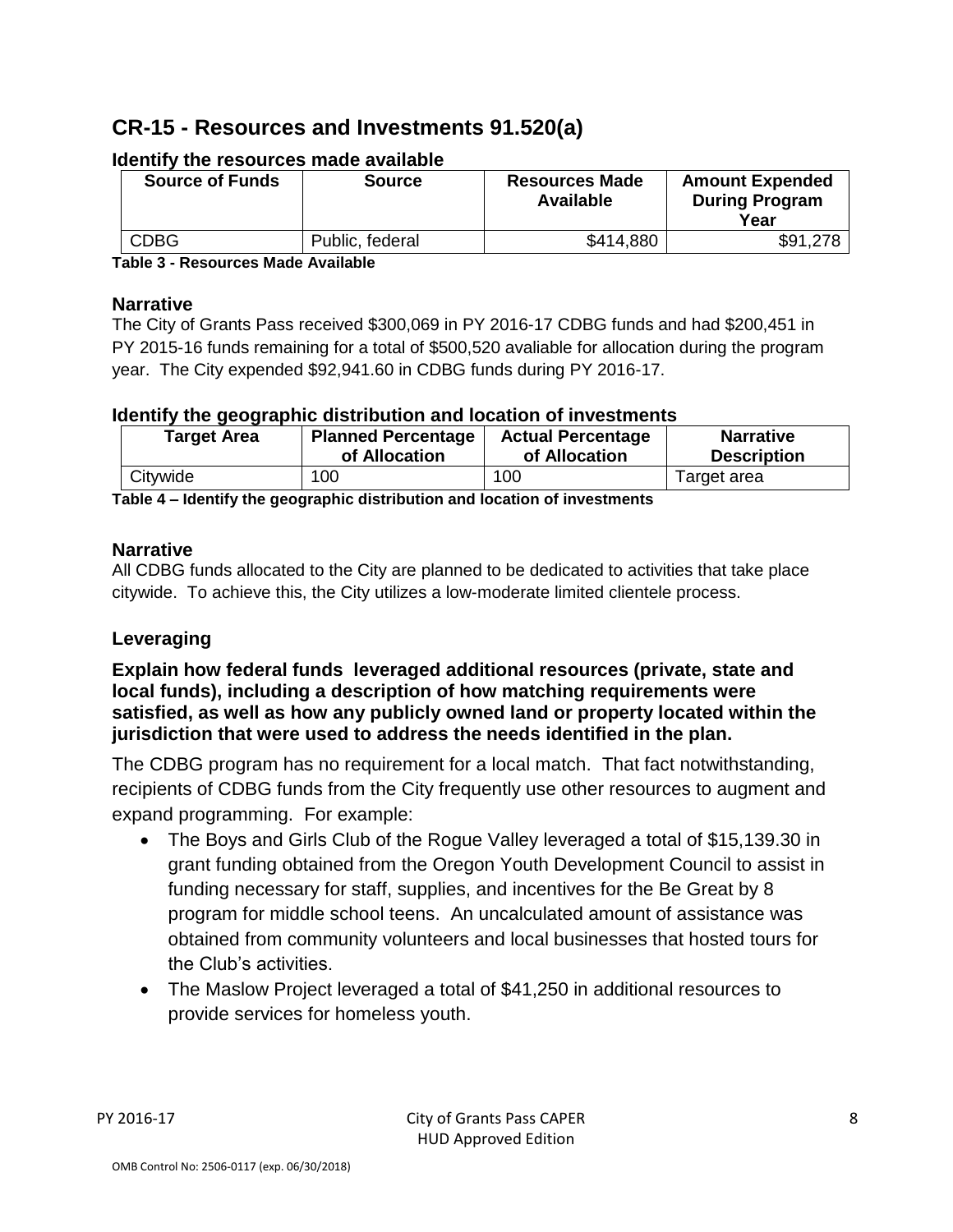## CR-15 - Resources and Investments 91.520(a)

### Identify the resources made available

| Source of Funds | Source | Resources Made Available | Amount Expended During Program Year |
|---|---|---|---|
| CDBG | Public, federal | $414,880 | $91,278 |

**Table 3 - Resources Made Available**

### Narrative

The City of Grants Pass received $300,069 in PY 2016-17 CDBG funds and had $200,451 in PY 2015-16 funds remaining for a total of $500,520 avaliable for allocation during the program year. The City expended $92,941.60 in CDBG funds during PY 2016-17.

### Identify the geographic distribution and location of investments

| Target Area | Planned Percentage of Allocation | Actual Percentage of Allocation | Narrative Description |
|---|---|---|---|
| Citywide | 100 | 100 | Target area |

**Table 4 – Identify the geographic distribution and location of investments**

### Narrative

All CDBG funds allocated to the City are planned to be dedicated to activities that take place citywide. To achieve this, the City utilizes a low-moderate limited clientele process.

### Leveraging

**Explain how federal funds leveraged additional resources (private, state and local funds), including a description of how matching requirements were satisfied, as well as how any publicly owned land or property located within the jurisdiction that were used to address the needs identified in the plan.**

The CDBG program has no requirement for a local match. That fact notwithstanding, recipients of CDBG funds from the City frequently use other resources to augment and expand programming. For example:

- The Boys and Girls Club of the Rogue Valley leveraged a total of $15,139.30 in grant funding obtained from the Oregon Youth Development Council to assist in funding necessary for staff, supplies, and incentives for the Be Great by 8 program for middle school teens. An uncalculated amount of assistance was obtained from community volunteers and local businesses that hosted tours for the Club's activities.
- The Maslow Project leveraged a total of $41,250 in additional resources to provide services for homeless youth.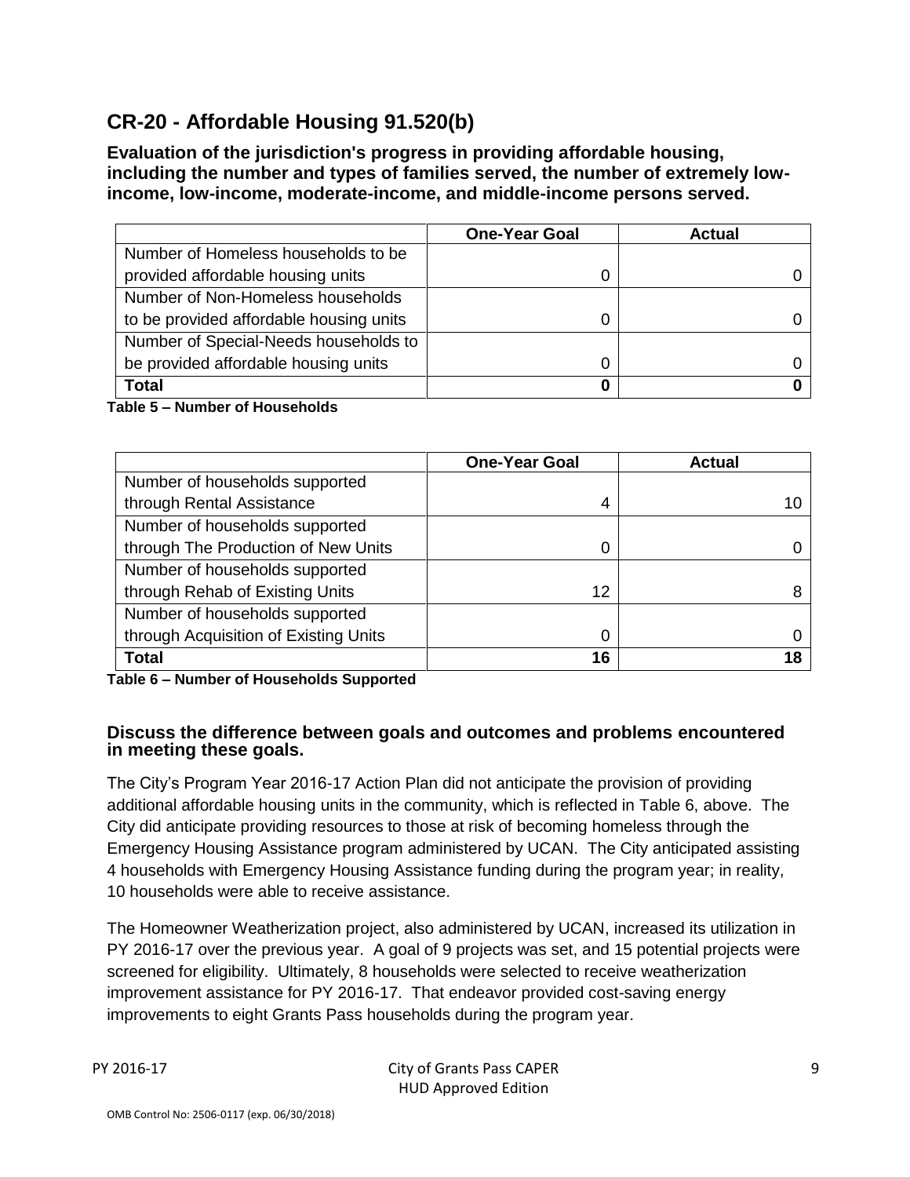## CR-20 - Affordable Housing 91.520(b)

**Evaluation of the jurisdiction's progress in providing affordable housing, including the number and types of families served, the number of extremely low-income, low-income, moderate-income, and middle-income persons served.**

| | One-Year Goal | Actual |
|---|---|---|
| Number of Homeless households to be provided affordable housing units | 0 | 0 |
| Number of Non-Homeless households to be provided affordable housing units | 0 | 0 |
| Number of Special-Needs households to be provided affordable housing units | 0 | 0 |
| **Total** | **0** | **0** |

**Table 5 – Number of Households**

| | One-Year Goal | Actual |
|---|---|---|
| Number of households supported through Rental Assistance | 4 | 10 |
| Number of households supported through The Production of New Units | 0 | 0 |
| Number of households supported through Rehab of Existing Units | 12 | 8 |
| Number of households supported through Acquisition of Existing Units | 0 | 0 |
| **Total** | **16** | **18** |

**Table 6 – Number of Households Supported**

### Discuss the difference between goals and outcomes and problems encountered in meeting these goals.

The City's Program Year 2016-17 Action Plan did not anticipate the provision of providing additional affordable housing units in the community, which is reflected in Table 6, above. The City did anticipate providing resources to those at risk of becoming homeless through the Emergency Housing Assistance program administered by UCAN. The City anticipated assisting 4 households with Emergency Housing Assistance funding during the program year; in reality, 10 households were able to receive assistance.

The Homeowner Weatherization project, also administered by UCAN, increased its utilization in PY 2016-17 over the previous year. A goal of 9 projects was set, and 15 potential projects were screened for eligibility. Ultimately, 8 households were selected to receive weatherization improvement assistance for PY 2016-17. That endeavor provided cost-saving energy improvements to eight Grants Pass households during the program year.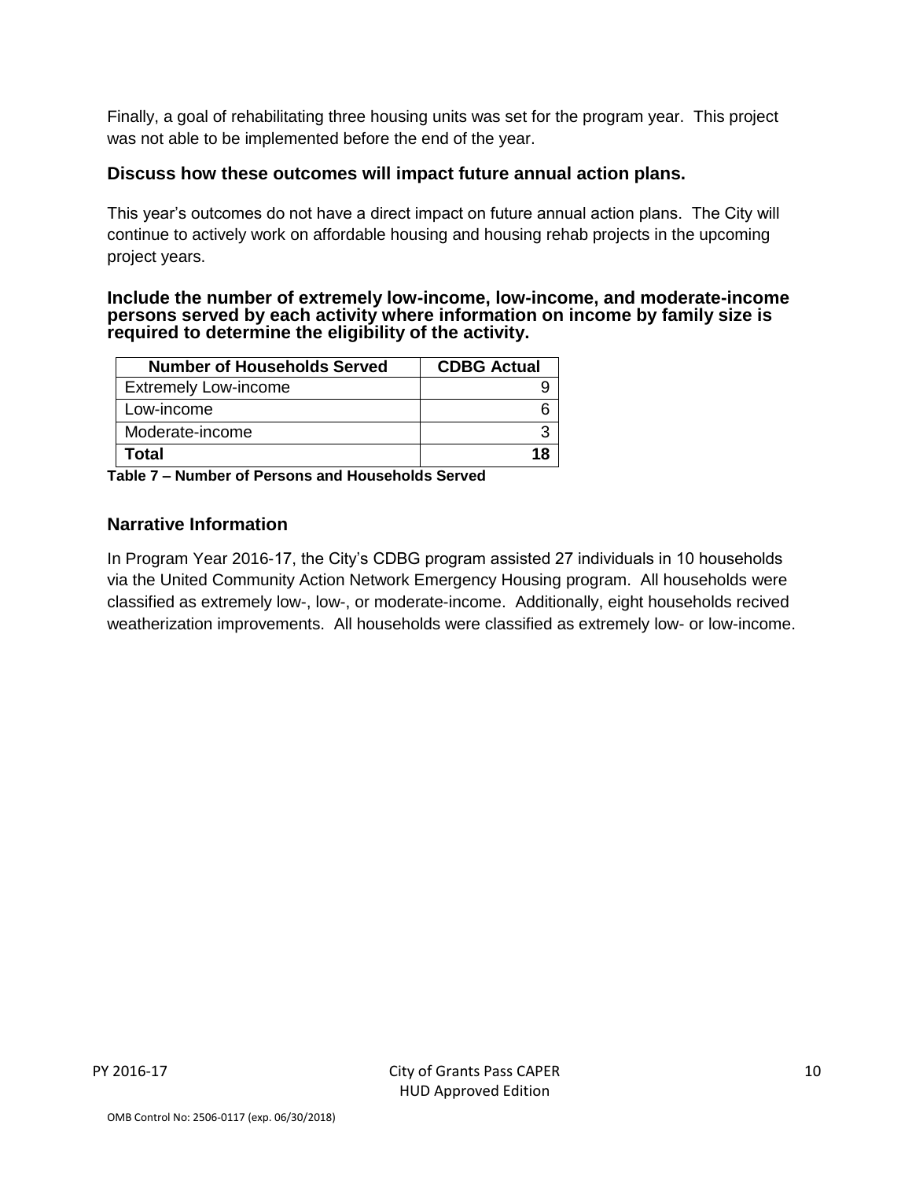Finally, a goal of rehabilitating three housing units was set for the program year. This project was not able to be implemented before the end of the year.

### Discuss how these outcomes will impact future annual action plans.

This year's outcomes do not have a direct impact on future annual action plans. The City will continue to actively work on affordable housing and housing rehab projects in the upcoming project years.

### Include the number of extremely low-income, low-income, and moderate-income persons served by each activity where information on income by family size is required to determine the eligibility of the activity.

| Number of Households Served | CDBG Actual |
|---|---|
| Extremely Low-income | 9 |
| Low-income | 6 |
| Moderate-income | 3 |
| **Total** | **18** |

**Table 7 – Number of Persons and Households Served**

### Narrative Information

In Program Year 2016-17, the City's CDBG program assisted 27 individuals in 10 households via the United Community Action Network Emergency Housing program. All households were classified as extremely low-, low-, or moderate-income. Additionally, eight households recived weatherization improvements. All households were classified as extremely low- or low-income.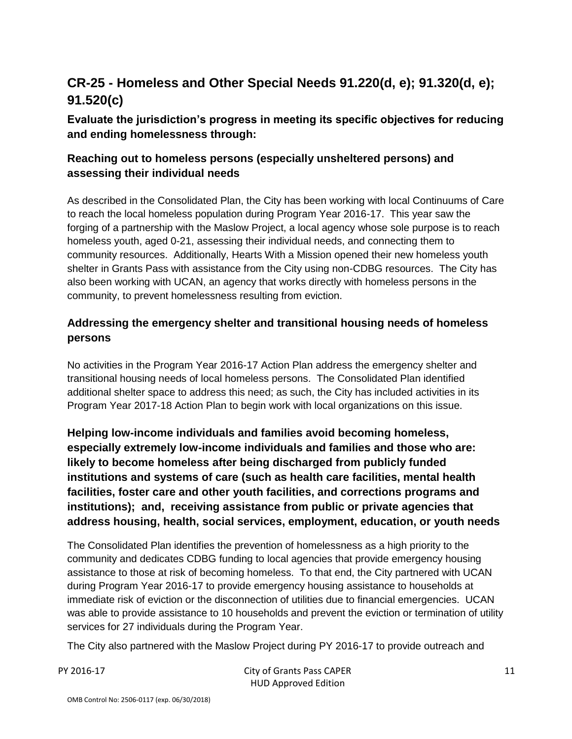## CR-25 - Homeless and Other Special Needs 91.220(d, e); 91.320(d, e); 91.520(c)

### Evaluate the jurisdiction's progress in meeting its specific objectives for reducing and ending homelessness through:

### Reaching out to homeless persons (especially unsheltered persons) and assessing their individual needs

As described in the Consolidated Plan, the City has been working with local Continuums of Care to reach the local homeless population during Program Year 2016-17. This year saw the forging of a partnership with the Maslow Project, a local agency whose sole purpose is to reach homeless youth, aged 0-21, assessing their individual needs, and connecting them to community resources. Additionally, Hearts With a Mission opened their new homeless youth shelter in Grants Pass with assistance from the City using non-CDBG resources. The City has also been working with UCAN, an agency that works directly with homeless persons in the community, to prevent homelessness resulting from eviction.

### Addressing the emergency shelter and transitional housing needs of homeless persons

No activities in the Program Year 2016-17 Action Plan address the emergency shelter and transitional housing needs of local homeless persons. The Consolidated Plan identified additional shelter space to address this need; as such, the City has included activities in its Program Year 2017-18 Action Plan to begin work with local organizations on this issue.

### Helping low-income individuals and families avoid becoming homeless, especially extremely low-income individuals and families and those who are: likely to become homeless after being discharged from publicly funded institutions and systems of care (such as health care facilities, mental health facilities, foster care and other youth facilities, and corrections programs and institutions); and, receiving assistance from public or private agencies that address housing, health, social services, employment, education, or youth needs

The Consolidated Plan identifies the prevention of homelessness as a high priority to the community and dedicates CDBG funding to local agencies that provide emergency housing assistance to those at risk of becoming homeless. To that end, the City partnered with UCAN during Program Year 2016-17 to provide emergency housing assistance to households at immediate risk of eviction or the disconnection of utilities due to financial emergencies. UCAN was able to provide assistance to 10 households and prevent the eviction or termination of utility services for 27 individuals during the Program Year.

The City also partnered with the Maslow Project during PY 2016-17 to provide outreach and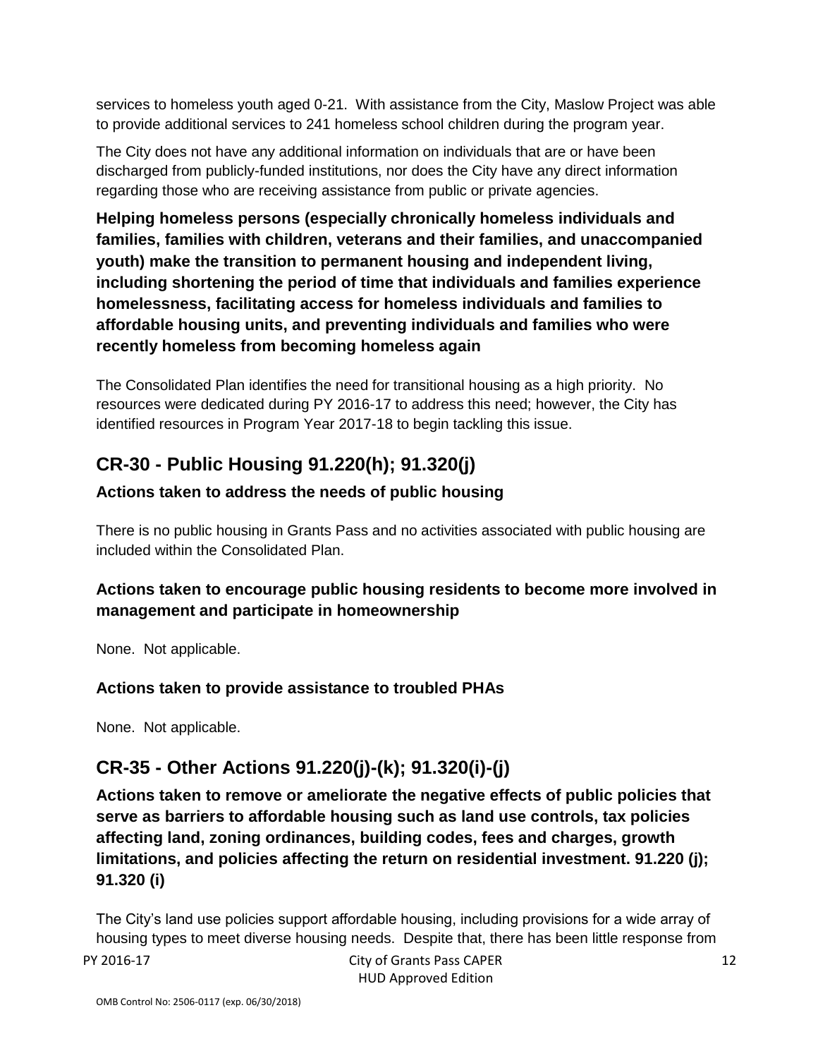services to homeless youth aged 0-21. With assistance from the City, Maslow Project was able to provide additional services to 241 homeless school children during the program year.

The City does not have any additional information on individuals that are or have been discharged from publicly-funded institutions, nor does the City have any direct information regarding those who are receiving assistance from public or private agencies.

**Helping homeless persons (especially chronically homeless individuals and families, families with children, veterans and their families, and unaccompanied youth) make the transition to permanent housing and independent living, including shortening the period of time that individuals and families experience homelessness, facilitating access for homeless individuals and families to affordable housing units, and preventing individuals and families who were recently homeless from becoming homeless again**

The Consolidated Plan identifies the need for transitional housing as a high priority. No resources were dedicated during PY 2016-17 to address this need; however, the City has identified resources in Program Year 2017-18 to begin tackling this issue.

## CR-30 - Public Housing 91.220(h); 91.320(j)

### Actions taken to address the needs of public housing

There is no public housing in Grants Pass and no activities associated with public housing are included within the Consolidated Plan.

### Actions taken to encourage public housing residents to become more involved in management and participate in homeownership

None. Not applicable.

### Actions taken to provide assistance to troubled PHAs

None. Not applicable.

## CR-35 - Other Actions 91.220(j)-(k); 91.320(i)-(j)

**Actions taken to remove or ameliorate the negative effects of public policies that serve as barriers to affordable housing such as land use controls, tax policies affecting land, zoning ordinances, building codes, fees and charges, growth limitations, and policies affecting the return on residential investment. 91.220 (j); 91.320 (i)**

The City's land use policies support affordable housing, including provisions for a wide array of housing types to meet diverse housing needs. Despite that, there has been little response from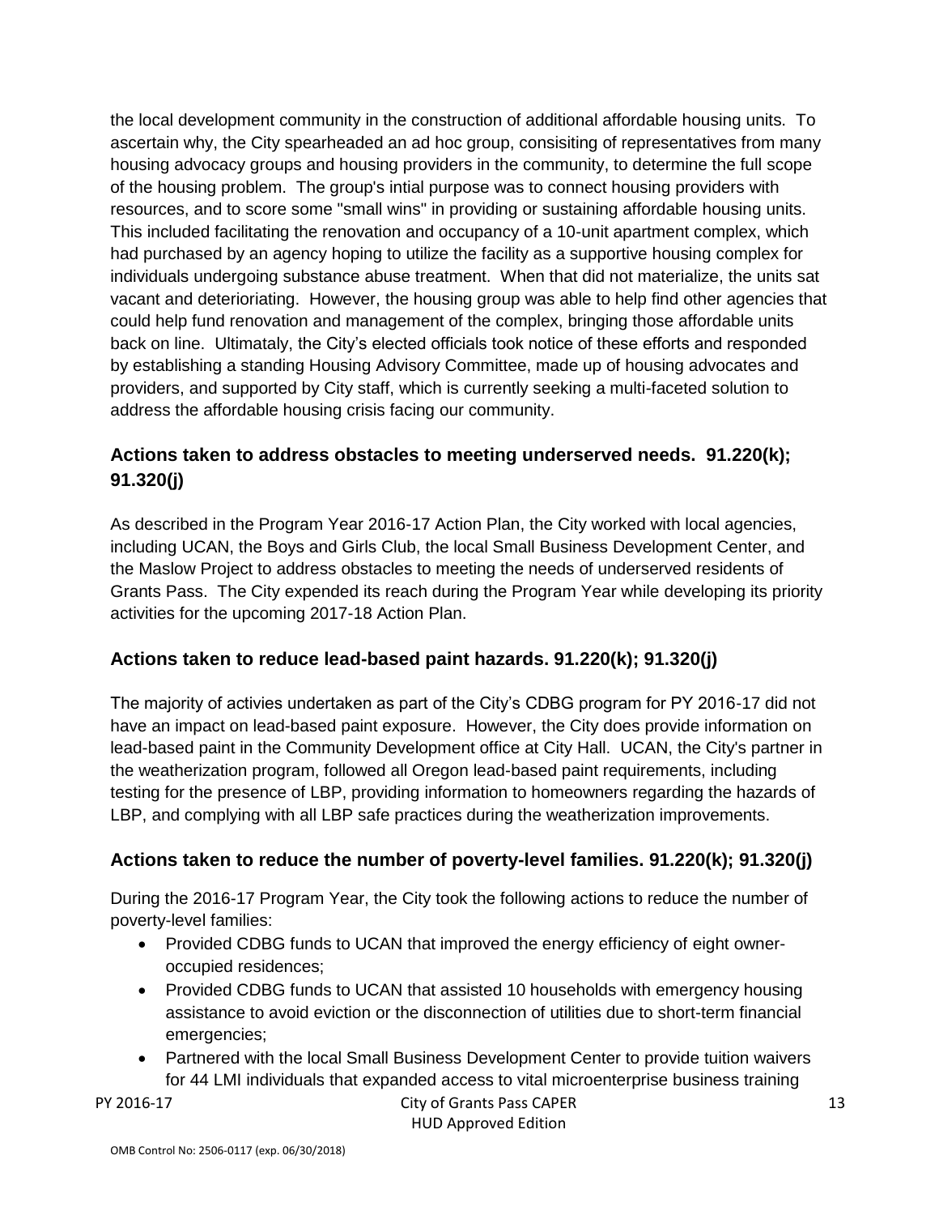the local development community in the construction of additional affordable housing units. To ascertain why, the City spearheaded an ad hoc group, consisiting of representatives from many housing advocacy groups and housing providers in the community, to determine the full scope of the housing problem. The group's intial purpose was to connect housing providers with resources, and to score some "small wins" in providing or sustaining affordable housing units. This included facilitating the renovation and occupancy of a 10-unit apartment complex, which had purchased by an agency hoping to utilize the facility as a supportive housing complex for individuals undergoing substance abuse treatment. When that did not materialize, the units sat vacant and deterioriating. However, the housing group was able to help find other agencies that could help fund renovation and management of the complex, bringing those affordable units back on line. Ultimataly, the City's elected officials took notice of these efforts and responded by establishing a standing Housing Advisory Committee, made up of housing advocates and providers, and supported by City staff, which is currently seeking a multi-faceted solution to address the affordable housing crisis facing our community.

## Actions taken to address obstacles to meeting underserved needs. 91.220(k); 91.320(j)

As described in the Program Year 2016-17 Action Plan, the City worked with local agencies, including UCAN, the Boys and Girls Club, the local Small Business Development Center, and the Maslow Project to address obstacles to meeting the needs of underserved residents of Grants Pass. The City expended its reach during the Program Year while developing its priority activities for the upcoming 2017-18 Action Plan.

## Actions taken to reduce lead-based paint hazards. 91.220(k); 91.320(j)

The majority of activies undertaken as part of the City's CDBG program for PY 2016-17 did not have an impact on lead-based paint exposure. However, the City does provide information on lead-based paint in the Community Development office at City Hall. UCAN, the City's partner in the weatherization program, followed all Oregon lead-based paint requirements, including testing for the presence of LBP, providing information to homeowners regarding the hazards of LBP, and complying with all LBP safe practices during the weatherization improvements.

## Actions taken to reduce the number of poverty-level families. 91.220(k); 91.320(j)

During the 2016-17 Program Year, the City took the following actions to reduce the number of poverty-level families:

- Provided CDBG funds to UCAN that improved the energy efficiency of eight owner-occupied residences;
- Provided CDBG funds to UCAN that assisted 10 households with emergency housing assistance to avoid eviction or the disconnection of utilities due to short-term financial emergencies;
- Partnered with the local Small Business Development Center to provide tuition waivers for 44 LMI individuals that expanded access to vital microenterprise business training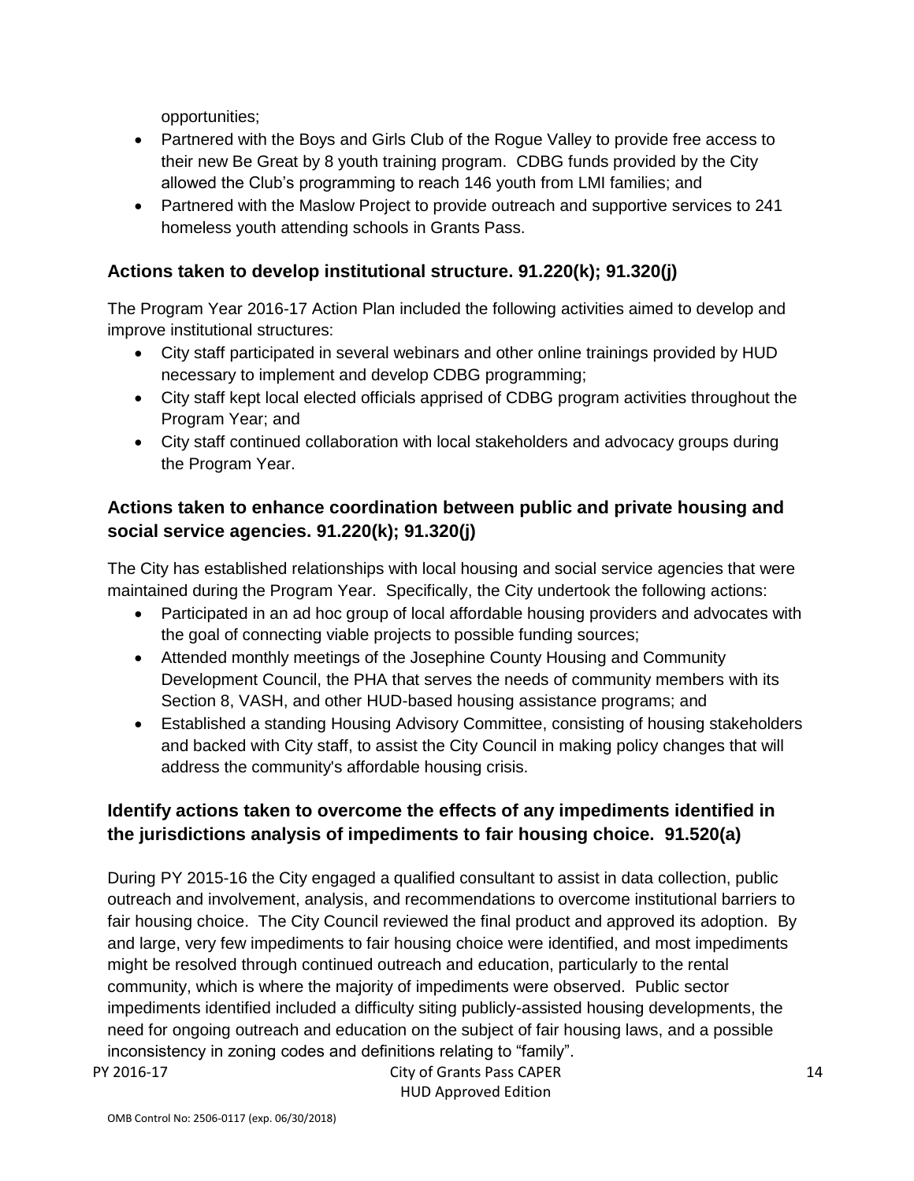opportunities;

- Partnered with the Boys and Girls Club of the Rogue Valley to provide free access to their new Be Great by 8 youth training program. CDBG funds provided by the City allowed the Club's programming to reach 146 youth from LMI families; and
- Partnered with the Maslow Project to provide outreach and supportive services to 241 homeless youth attending schools in Grants Pass.

### Actions taken to develop institutional structure. 91.220(k); 91.320(j)

The Program Year 2016-17 Action Plan included the following activities aimed to develop and improve institutional structures:

- City staff participated in several webinars and other online trainings provided by HUD necessary to implement and develop CDBG programming;
- City staff kept local elected officials apprised of CDBG program activities throughout the Program Year; and
- City staff continued collaboration with local stakeholders and advocacy groups during the Program Year.

### Actions taken to enhance coordination between public and private housing and social service agencies. 91.220(k); 91.320(j)

The City has established relationships with local housing and social service agencies that were maintained during the Program Year. Specifically, the City undertook the following actions:

- Participated in an ad hoc group of local affordable housing providers and advocates with the goal of connecting viable projects to possible funding sources;
- Attended monthly meetings of the Josephine County Housing and Community Development Council, the PHA that serves the needs of community members with its Section 8, VASH, and other HUD-based housing assistance programs; and
- Established a standing Housing Advisory Committee, consisting of housing stakeholders and backed with City staff, to assist the City Council in making policy changes that will address the community's affordable housing crisis.

### Identify actions taken to overcome the effects of any impediments identified in the jurisdictions analysis of impediments to fair housing choice. 91.520(a)

During PY 2015-16 the City engaged a qualified consultant to assist in data collection, public outreach and involvement, analysis, and recommendations to overcome institutional barriers to fair housing choice. The City Council reviewed the final product and approved its adoption. By and large, very few impediments to fair housing choice were identified, and most impediments might be resolved through continued outreach and education, particularly to the rental community, which is where the majority of impediments were observed. Public sector impediments identified included a difficulty siting publicly-assisted housing developments, the need for ongoing outreach and education on the subject of fair housing laws, and a possible inconsistency in zoning codes and definitions relating to "family".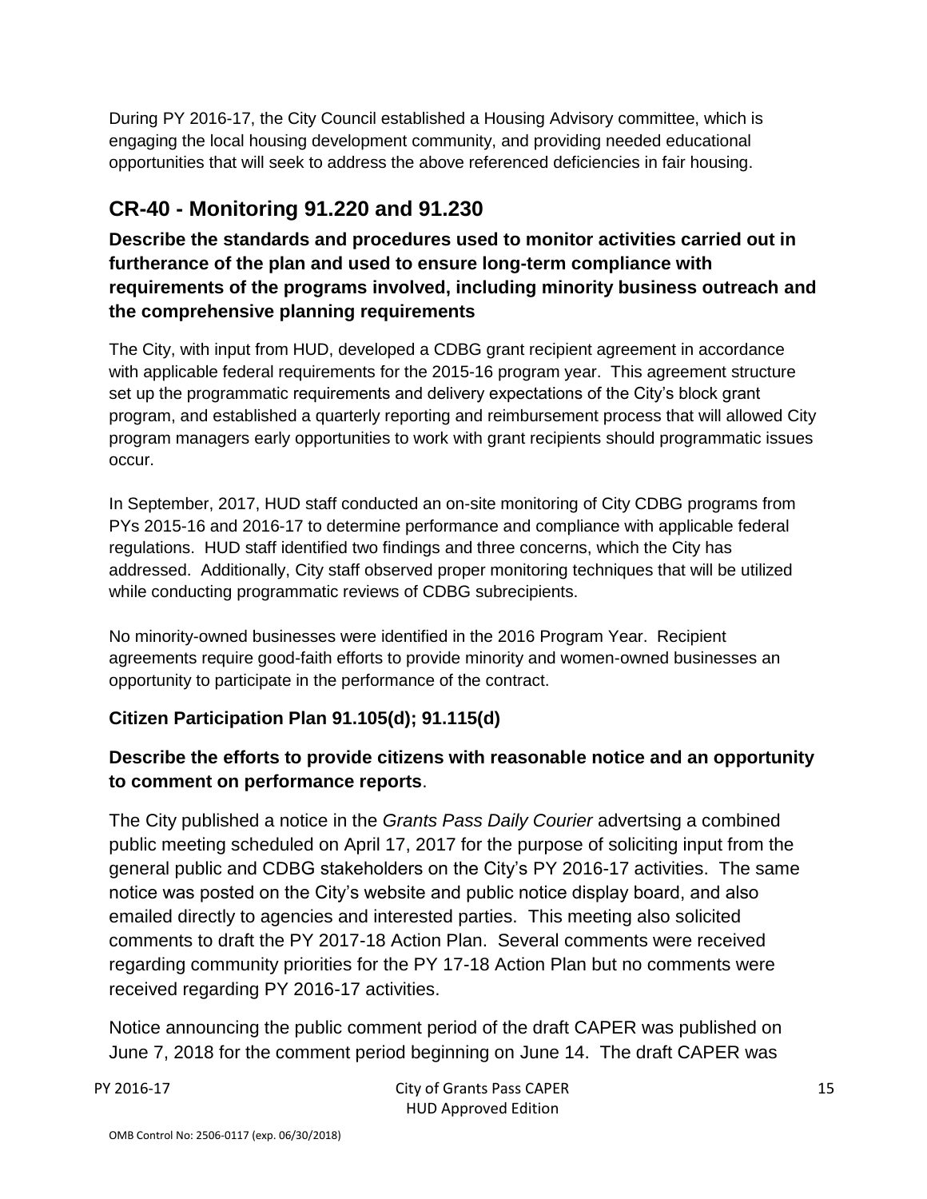During PY 2016-17, the City Council established a Housing Advisory committee, which is engaging the local housing development community, and providing needed educational opportunities that will seek to address the above referenced deficiencies in fair housing.

## CR-40 - Monitoring 91.220 and 91.230

### Describe the standards and procedures used to monitor activities carried out in furtherance of the plan and used to ensure long-term compliance with requirements of the programs involved, including minority business outreach and the comprehensive planning requirements

The City, with input from HUD, developed a CDBG grant recipient agreement in accordance with applicable federal requirements for the 2015-16 program year. This agreement structure set up the programmatic requirements and delivery expectations of the City's block grant program, and established a quarterly reporting and reimbursement process that will allowed City program managers early opportunities to work with grant recipients should programmatic issues occur.

In September, 2017, HUD staff conducted an on-site monitoring of City CDBG programs from PYs 2015-16 and 2016-17 to determine performance and compliance with applicable federal regulations. HUD staff identified two findings and three concerns, which the City has addressed. Additionally, City staff observed proper monitoring techniques that will be utilized while conducting programmatic reviews of CDBG subrecipients.

No minority-owned businesses were identified in the 2016 Program Year. Recipient agreements require good-faith efforts to provide minority and women-owned businesses an opportunity to participate in the performance of the contract.

### Citizen Participation Plan 91.105(d); 91.115(d)

### Describe the efforts to provide citizens with reasonable notice and an opportunity to comment on performance reports.

The City published a notice in the *Grants Pass Daily Courier* advertsing a combined public meeting scheduled on April 17, 2017 for the purpose of soliciting input from the general public and CDBG stakeholders on the City's PY 2016-17 activities. The same notice was posted on the City's website and public notice display board, and also emailed directly to agencies and interested parties. This meeting also solicited comments to draft the PY 2017-18 Action Plan. Several comments were received regarding community priorities for the PY 17-18 Action Plan but no comments were received regarding PY 2016-17 activities.

Notice announcing the public comment period of the draft CAPER was published on June 7, 2018 for the comment period beginning on June 14. The draft CAPER was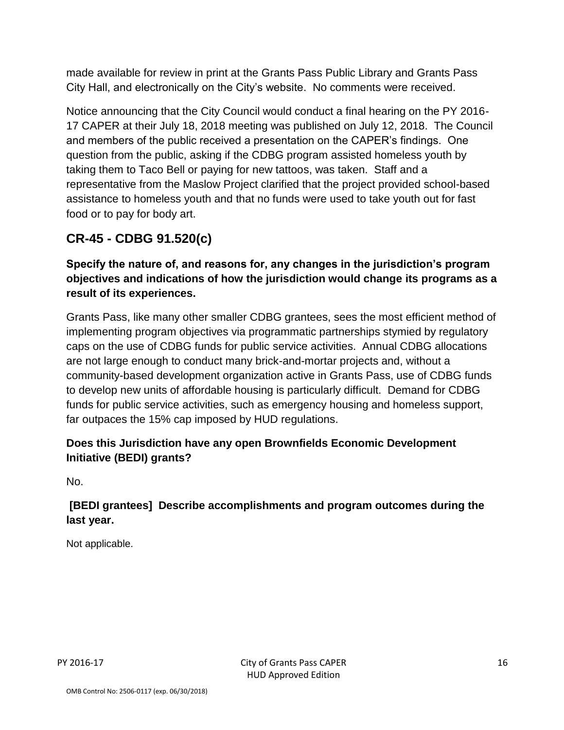made available for review in print at the Grants Pass Public Library and Grants Pass City Hall, and electronically on the City's website. No comments were received.

Notice announcing that the City Council would conduct a final hearing on the PY 2016-17 CAPER at their July 18, 2018 meeting was published on July 12, 2018. The Council and members of the public received a presentation on the CAPER's findings. One question from the public, asking if the CDBG program assisted homeless youth by taking them to Taco Bell or paying for new tattoos, was taken. Staff and a representative from the Maslow Project clarified that the project provided school-based assistance to homeless youth and that no funds were used to take youth out for fast food or to pay for body art.

## CR-45 - CDBG 91.520(c)

**Specify the nature of, and reasons for, any changes in the jurisdiction's program objectives and indications of how the jurisdiction would change its programs as a result of its experiences.**

Grants Pass, like many other smaller CDBG grantees, sees the most efficient method of implementing program objectives via programmatic partnerships stymied by regulatory caps on the use of CDBG funds for public service activities. Annual CDBG allocations are not large enough to conduct many brick-and-mortar projects and, without a community-based development organization active in Grants Pass, use of CDBG funds to develop new units of affordable housing is particularly difficult. Demand for CDBG funds for public service activities, such as emergency housing and homeless support, far outpaces the 15% cap imposed by HUD regulations.

**Does this Jurisdiction have any open Brownfields Economic Development Initiative (BEDI) grants?**

No.

**[BEDI grantees] Describe accomplishments and program outcomes during the last year.**

Not applicable.